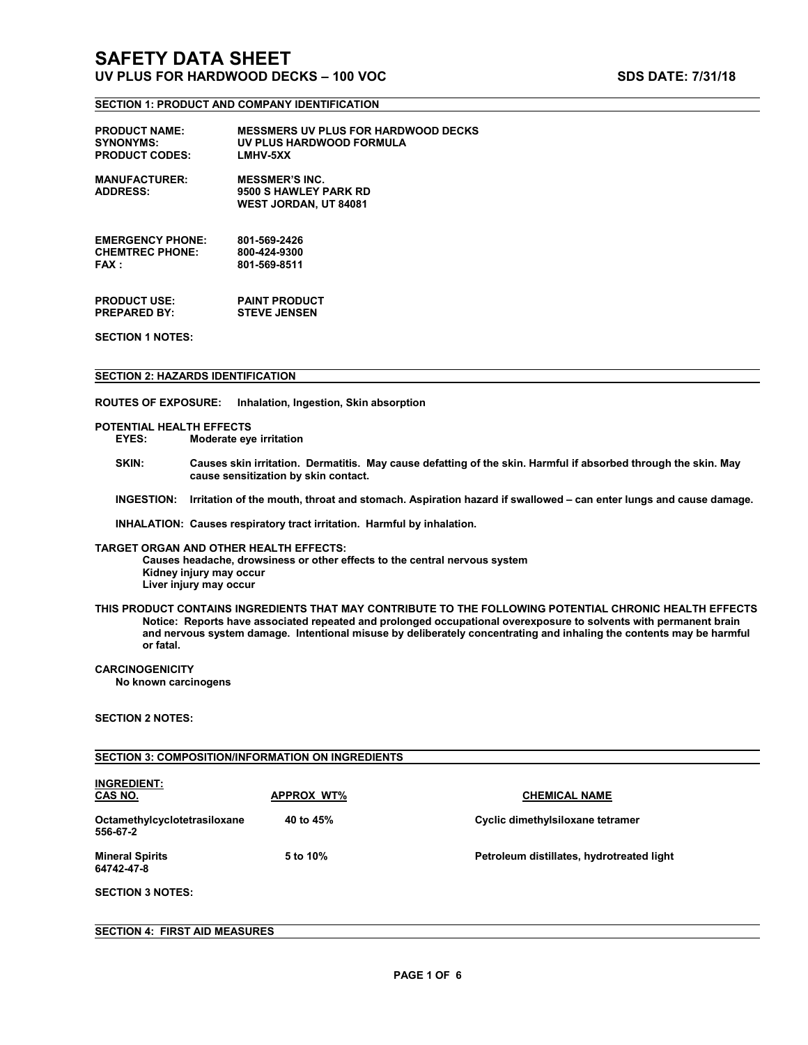# SAFETY DATA SHEET

**UV PLUS FOR HARDWOOD DECKS – 100 VOC** **SDS DATE: 7/31/18**

## SECTION 1: PRODUCT AND COMPANY IDENTIFICATION

**PRODUCT NAME:** MESSMERS UV PLUS FOR HARDWOOD DECKS
**SYNONYMS:** UV PLUS HARDWOOD FORMULA
**PRODUCT CODES:** LMHV-5XX

**MANUFACTURER:** MESSMER'S INC.
**ADDRESS:** 9500 S HAWLEY PARK RD
WEST JORDAN, UT 84081

**EMERGENCY PHONE:** 801-569-2426
**CHEMTREC PHONE:** 800-424-9300
**FAX :** 801-569-8511

**PRODUCT USE:** PAINT PRODUCT
**PREPARED BY:** STEVE JENSEN

**SECTION 1 NOTES:**

## SECTION 2: HAZARDS IDENTIFICATION

**ROUTES OF EXPOSURE:** Inhalation, Ingestion, Skin absorption

**POTENTIAL HEALTH EFFECTS**

- **EYES:** Moderate eye irritation
- **SKIN:** Causes skin irritation. Dermatitis. May cause defatting of the skin. Harmful if absorbed through the skin. May cause sensitization by skin contact.
- **INGESTION:** Irritation of the mouth, throat and stomach. Aspiration hazard if swallowed – can enter lungs and cause damage.
- **INHALATION:** Causes respiratory tract irritation. Harmful by inhalation.

**TARGET ORGAN AND OTHER HEALTH EFFECTS:**

Causes headache, drowsiness or other effects to the central nervous system
Kidney injury may occur
Liver injury may occur

**THIS PRODUCT CONTAINS INGREDIENTS THAT MAY CONTRIBUTE TO THE FOLLOWING POTENTIAL CHRONIC HEALTH EFFECTS**

Notice: Reports have associated repeated and prolonged occupational overexposure to solvents with permanent brain and nervous system damage. Intentional misuse by deliberately concentrating and inhaling the contents may be harmful or fatal.

**CARCINOGENICITY**

No known carcinogens

**SECTION 2 NOTES:**

## SECTION 3: COMPOSITION/INFORMATION ON INGREDIENTS

| INGREDIENT: CAS NO. | APPROX WT% | CHEMICAL NAME |
|---|---|---|
| Octamethylcyclotetrasiloxane 556-67-2 | 40 to 45% | Cyclic dimethylsiloxane tetramer |
| Mineral Spirits 64742-47-8 | 5 to 10% | Petroleum distillates, hydrotreated light |

**SECTION 3 NOTES:**

## SECTION 4: FIRST AID MEASURES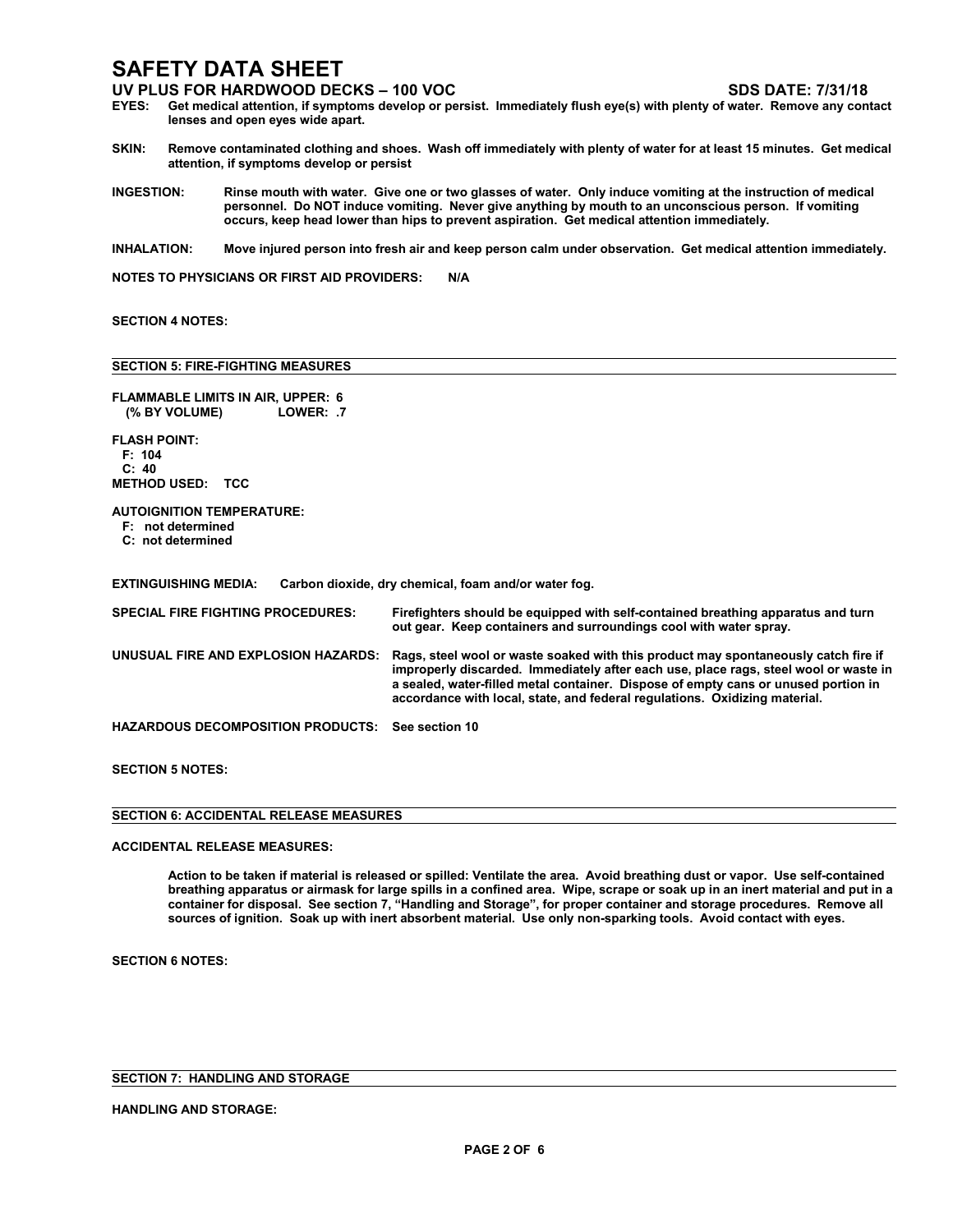# SAFETY DATA SHEET

**UV PLUS FOR HARDWOOD DECKS – 100 VOC** **SDS DATE: 7/31/18**

**EYES:** Get medical attention, if symptoms develop or persist. Immediately flush eye(s) with plenty of water. Remove any contact lenses and open eyes wide apart.

**SKIN:** Remove contaminated clothing and shoes. Wash off immediately with plenty of water for at least 15 minutes. Get medical attention, if symptoms develop or persist

**INGESTION:** Rinse mouth with water. Give one or two glasses of water. Only induce vomiting at the instruction of medical personnel. Do NOT induce vomiting. Never give anything by mouth to an unconscious person. If vomiting occurs, keep head lower than hips to prevent aspiration. Get medical attention immediately.

**INHALATION:** Move injured person into fresh air and keep person calm under observation. Get medical attention immediately.

**NOTES TO PHYSICIANS OR FIRST AID PROVIDERS:** N/A

**SECTION 4 NOTES:**

## SECTION 5: FIRE-FIGHTING MEASURES

**FLAMMABLE LIMITS IN AIR, UPPER:** 6
**(% BY VOLUME) LOWER:** .7

**FLASH POINT:**
F: 104
C: 40
**METHOD USED:** TCC

**AUTOIGNITION TEMPERATURE:**
F: not determined
C: not determined

**EXTINGUISHING MEDIA:** Carbon dioxide, dry chemical, foam and/or water fog.

**SPECIAL FIRE FIGHTING PROCEDURES:** Firefighters should be equipped with self-contained breathing apparatus and turn out gear. Keep containers and surroundings cool with water spray.

**UNUSUAL FIRE AND EXPLOSION HAZARDS:** Rags, steel wool or waste soaked with this product may spontaneously catch fire if improperly discarded. Immediately after each use, place rags, steel wool or waste in a sealed, water-filled metal container. Dispose of empty cans or unused portion in accordance with local, state, and federal regulations. Oxidizing material.

**HAZARDOUS DECOMPOSITION PRODUCTS:** See section 10

**SECTION 5 NOTES:**

## SECTION 6: ACCIDENTAL RELEASE MEASURES

**ACCIDENTAL RELEASE MEASURES:**

Action to be taken if material is released or spilled: Ventilate the area. Avoid breathing dust or vapor. Use self-contained breathing apparatus or airmask for large spills in a confined area. Wipe, scrape or soak up in an inert material and put in a container for disposal. See section 7, "Handling and Storage", for proper container and storage procedures. Remove all sources of ignition. Soak up with inert absorbent material. Use only non-sparking tools. Avoid contact with eyes.

**SECTION 6 NOTES:**

## SECTION 7: HANDLING AND STORAGE

**HANDLING AND STORAGE:**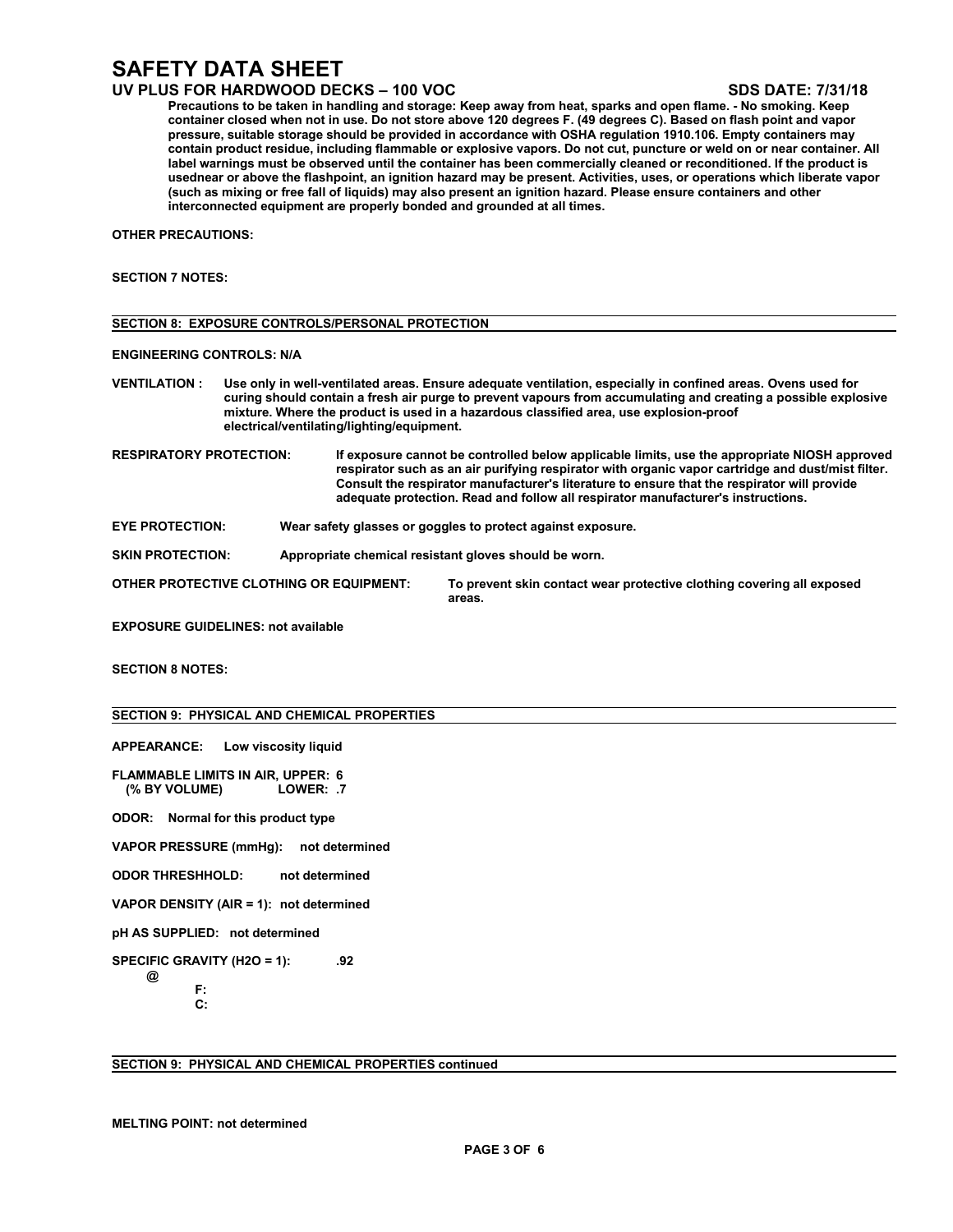Precautions to be taken in handling and storage: Keep away from heat, sparks and open flame. - No smoking. Keep container closed when not in use. Do not store above 120 degrees F. (49 degrees C). Based on flash point and vapor pressure, suitable storage should be provided in accordance with OSHA regulation 1910.106. Empty containers may contain product residue, including flammable or explosive vapors. Do not cut, puncture or weld on or near container. All label warnings must be observed until the container has been commercially cleaned or reconditioned. If the product is usednear or above the flashpoint, an ignition hazard may be present. Activities, uses, or operations which liberate vapor (such as mixing or free fall of liquids) may also present an ignition hazard. Please ensure containers and other interconnected equipment are properly bonded and grounded at all times.

**OTHER PRECAUTIONS:**

**SECTION 7 NOTES:**

## SECTION 8: EXPOSURE CONTROLS/PERSONAL PROTECTION

**ENGINEERING CONTROLS:** N/A

**VENTILATION :** Use only in well-ventilated areas. Ensure adequate ventilation, especially in confined areas. Ovens used for curing should contain a fresh air purge to prevent vapours from accumulating and creating a possible explosive mixture. Where the product is used in a hazardous classified area, use explosion-proof electrical/ventilating/lighting/equipment.

**RESPIRATORY PROTECTION:** If exposure cannot be controlled below applicable limits, use the appropriate NIOSH approved respirator such as an air purifying respirator with organic vapor cartridge and dust/mist filter. Consult the respirator manufacturer's literature to ensure that the respirator will provide adequate protection. Read and follow all respirator manufacturer's instructions.

**EYE PROTECTION:** Wear safety glasses or goggles to protect against exposure.

**SKIN PROTECTION:** Appropriate chemical resistant gloves should be worn.

**OTHER PROTECTIVE CLOTHING OR EQUIPMENT:** To prevent skin contact wear protective clothing covering all exposed areas.

**EXPOSURE GUIDELINES:** not available

**SECTION 8 NOTES:**

## SECTION 9: PHYSICAL AND CHEMICAL PROPERTIES

**APPEARANCE:** Low viscosity liquid

**FLAMMABLE LIMITS IN AIR, UPPER:** 6
**(% BY VOLUME) LOWER:** .7

**ODOR:** Normal for this product type

**VAPOR PRESSURE (mmHg):** not determined

**ODOR THRESHHOLD:** not determined

**VAPOR DENSITY (AIR = 1):** not determined

**pH AS SUPPLIED:** not determined

**SPECIFIC GRAVITY (H2O = 1):** .92
**@**
**F:**
**C:**

## SECTION 9: PHYSICAL AND CHEMICAL PROPERTIES continued

**MELTING POINT:** not determined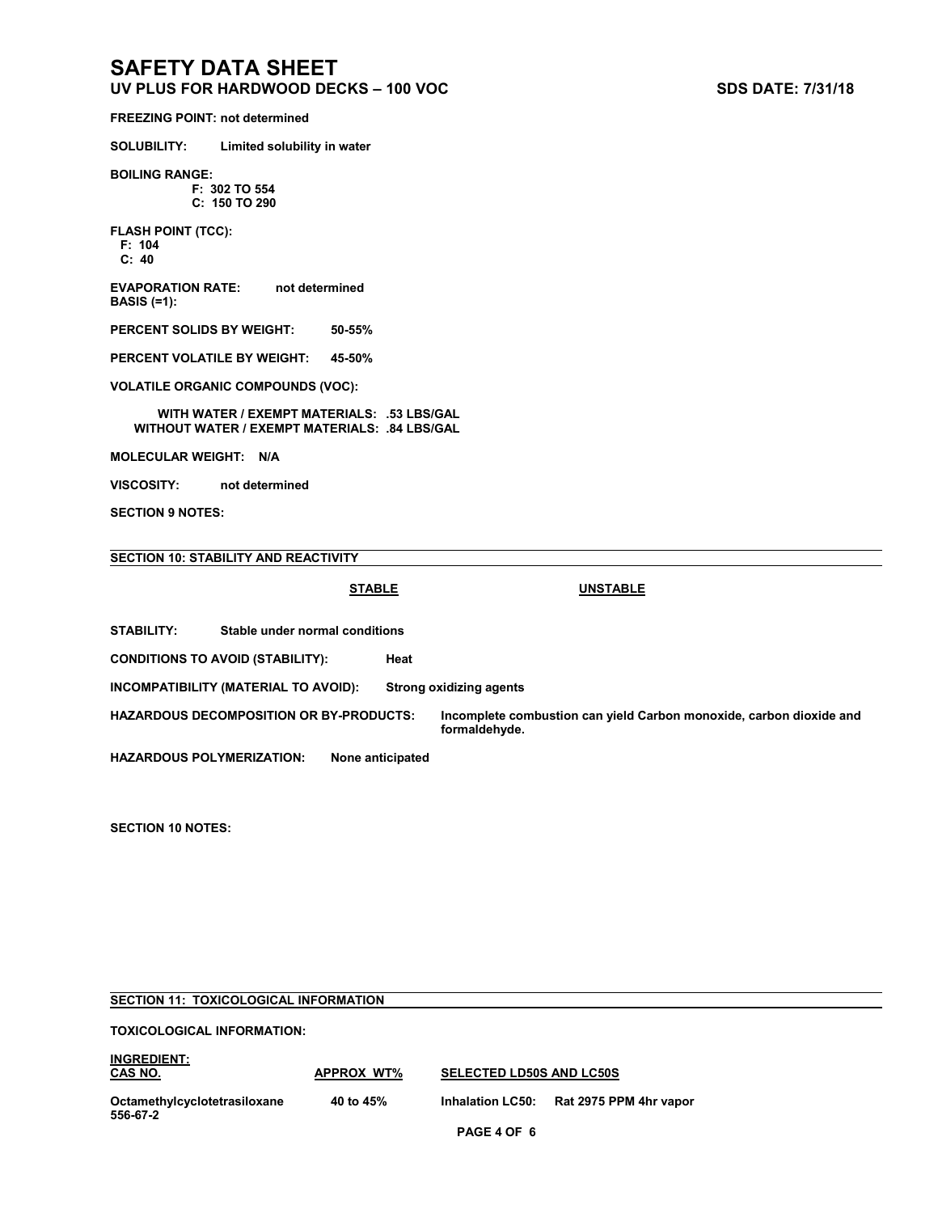**FREEZING POINT:** not determined

**SOLUBILITY:** Limited solubility in water

**BOILING RANGE:**
F: 302 TO 554
C: 150 TO 290

**FLASH POINT (TCC):**
F: 104
C: 40

**EVAPORATION RATE: BASIS (=1):** not determined

**PERCENT SOLIDS BY WEIGHT:** 50-55%

**PERCENT VOLATILE BY WEIGHT:** 45-50%

**VOLATILE ORGANIC COMPOUNDS (VOC):**

WITH WATER / EXEMPT MATERIALS: .53 LBS/GAL
WITHOUT WATER / EXEMPT MATERIALS: .84 LBS/GAL

**MOLECULAR WEIGHT:** N/A

**VISCOSITY:** not determined

**SECTION 9 NOTES:**

## SECTION 10: STABILITY AND REACTIVITY

| STABLE | UNSTABLE |
|---|---|

**STABILITY:** Stable under normal conditions

**CONDITIONS TO AVOID (STABILITY):** Heat

**INCOMPATIBILITY (MATERIAL TO AVOID):** Strong oxidizing agents

**HAZARDOUS DECOMPOSITION OR BY-PRODUCTS:** Incomplete combustion can yield Carbon monoxide, carbon dioxide and formaldehyde.

**HAZARDOUS POLYMERIZATION:** None anticipated

**SECTION 10 NOTES:**

## SECTION 11: TOXICOLOGICAL INFORMATION

**TOXICOLOGICAL INFORMATION:**

| INGREDIENT: CAS NO. | APPROX WT% | SELECTED LD50S AND LC50S | |
|---|---|---|---|
| Octamethylcyclotetrasiloxane 556-67-2 | 40 to 45% | Inhalation LC50: | Rat 2975 PPM 4hr vapor |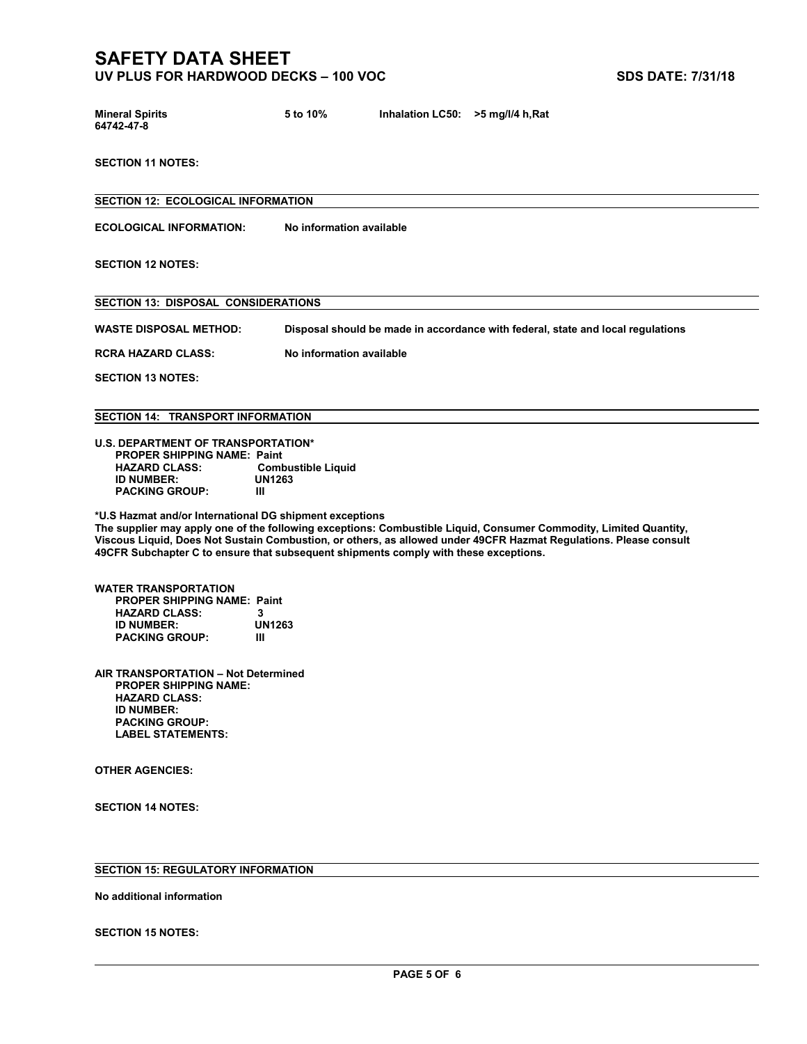| | | | |
|---|---|---|---|
| **Mineral Spirits**<br>**64742-47-8** | **5 to 10%** | **Inhalation LC50:** | **>5 mg/l/4 h,Rat** |

**SECTION 11 NOTES:**

## SECTION 12: ECOLOGICAL INFORMATION

**ECOLOGICAL INFORMATION:** No information available

**SECTION 12 NOTES:**

## SECTION 13: DISPOSAL CONSIDERATIONS

**WASTE DISPOSAL METHOD:** Disposal should be made in accordance with federal, state and local regulations

**RCRA HAZARD CLASS:** No information available

**SECTION 13 NOTES:**

## SECTION 14: TRANSPORT INFORMATION

**U.S. DEPARTMENT OF TRANSPORTATION***

- **PROPER SHIPPING NAME:** Paint
- **HAZARD CLASS:** Combustible Liquid
- **ID NUMBER:** UN1263
- **PACKING GROUP:** III

**\*U.S Hazmat and/or International DG shipment exceptions**
**The supplier may apply one of the following exceptions: Combustible Liquid, Consumer Commodity, Limited Quantity, Viscous Liquid, Does Not Sustain Combustion, or others, as allowed under 49CFR Hazmat Regulations. Please consult 49CFR Subchapter C to ensure that subsequent shipments comply with these exceptions.**

**WATER TRANSPORTATION**

- **PROPER SHIPPING NAME:** Paint
- **HAZARD CLASS:** 3
- **ID NUMBER:** UN1263
- **PACKING GROUP:** III

**AIR TRANSPORTATION – Not Determined**

- **PROPER SHIPPING NAME:**
- **HAZARD CLASS:**
- **ID NUMBER:**
- **PACKING GROUP:**
- **LABEL STATEMENTS:**

**OTHER AGENCIES:**

**SECTION 14 NOTES:**

## SECTION 15: REGULATORY INFORMATION

**No additional information**

**SECTION 15 NOTES:**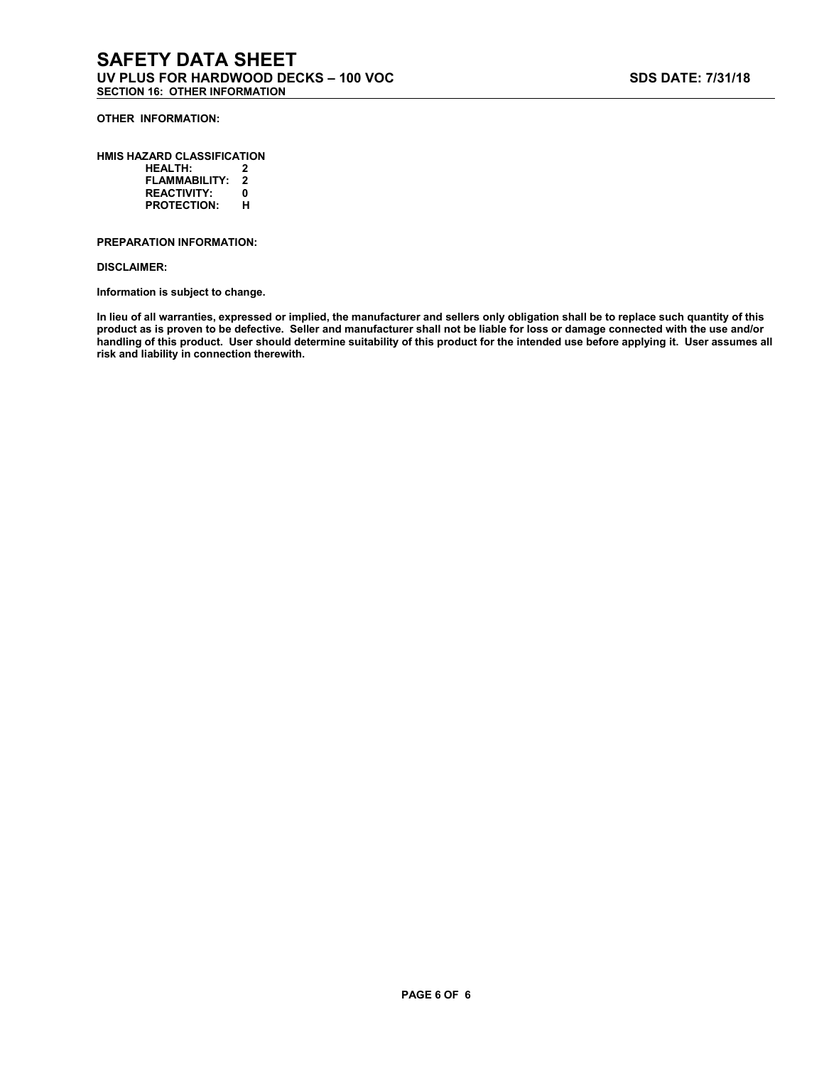# SAFETY DATA SHEET

## UV PLUS FOR HARDWOOD DECKS – 100 VOC

**SDS DATE: 7/31/18**

### SECTION 16: OTHER INFORMATION

**OTHER INFORMATION:**

**HMIS HAZARD CLASSIFICATION**

| | |
|---|---|
| **HEALTH:** | **2** |
| **FLAMMABILITY:** | **2** |
| **REACTIVITY:** | **0** |
| **PROTECTION:** | **H** |

**PREPARATION INFORMATION:**

**DISCLAIMER:**

**Information is subject to change.**

**In lieu of all warranties, expressed or implied, the manufacturer and sellers only obligation shall be to replace such quantity of this product as is proven to be defective. Seller and manufacturer shall not be liable for loss or damage connected with the use and/or handling of this product. User should determine suitability of this product for the intended use before applying it. User assumes all risk and liability in connection therewith.**